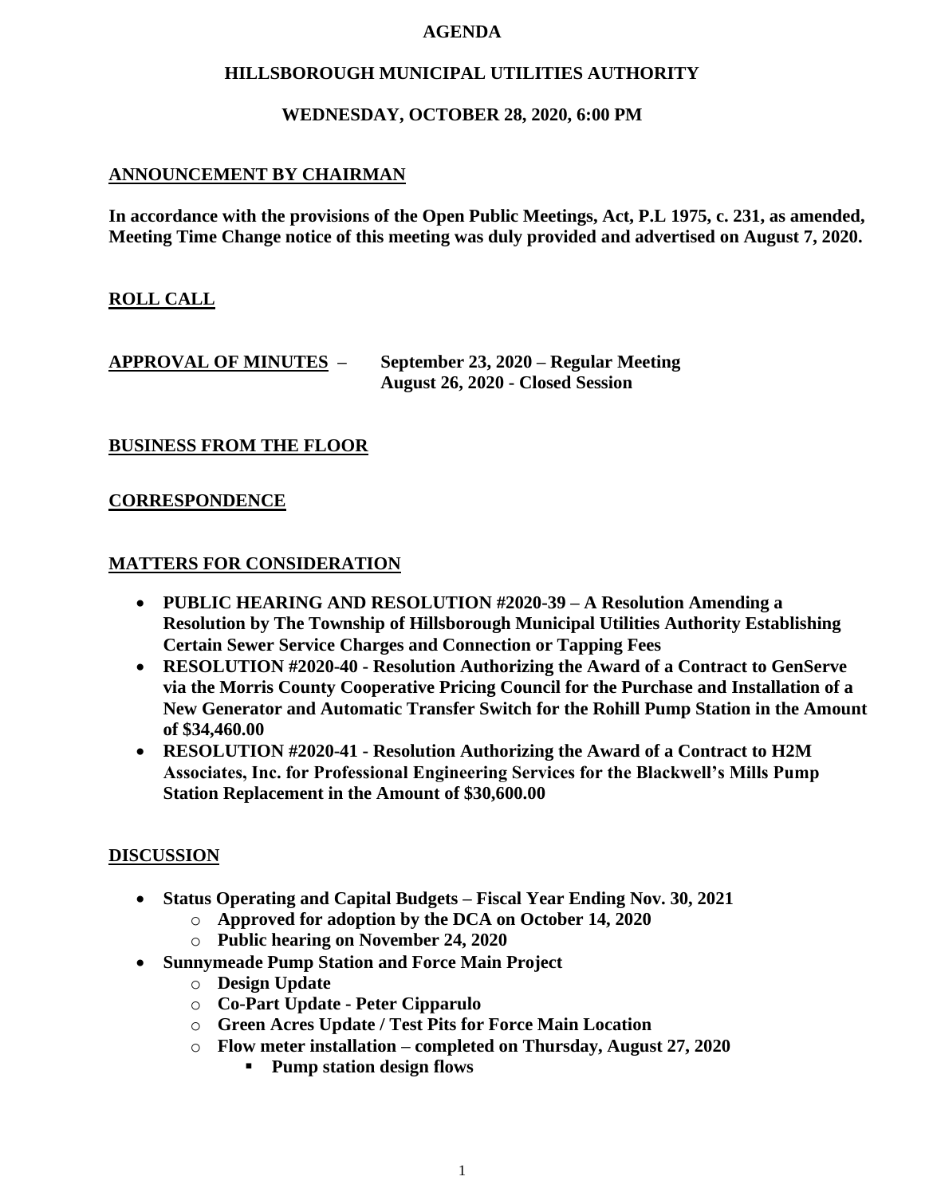# AGENDA

## HILLSBOROUGH MUNICIPAL UTILITIES AUTHORITY

### WEDNESDAY, OCTOBER 28, 2020, 6:00 PM

**ANNOUNCEMENT BY CHAIRMAN**

**In accordance with the provisions of the Open Public Meetings, Act, P.L 1975, c. 231, as amended, Meeting Time Change notice of this meeting was duly provided and advertised on August 7, 2020.**

**ROLL CALL**

**APPROVAL OF MINUTES** – **September 23, 2020 – Regular Meeting**
**August 26, 2020 - Closed Session**

**BUSINESS FROM THE FLOOR**

**CORRESPONDENCE**

**MATTERS FOR CONSIDERATION**

- **PUBLIC HEARING AND RESOLUTION #2020-39 – A Resolution Amending a Resolution by The Township of Hillsborough Municipal Utilities Authority Establishing Certain Sewer Service Charges and Connection or Tapping Fees**
- **RESOLUTION #2020-40 - Resolution Authorizing the Award of a Contract to GenServe via the Morris County Cooperative Pricing Council for the Purchase and Installation of a New Generator and Automatic Transfer Switch for the Rohill Pump Station in the Amount of $34,460.00**
- **RESOLUTION #2020-41 - Resolution Authorizing the Award of a Contract to H2M Associates, Inc. for Professional Engineering Services for the Blackwell's Mills Pump Station Replacement in the Amount of $30,600.00**

**DISCUSSION**

- **Status Operating and Capital Budgets – Fiscal Year Ending Nov. 30, 2021**
  - **Approved for adoption by the DCA on October 14, 2020**
  - **Public hearing on November 24, 2020**
- **Sunnymeade Pump Station and Force Main Project**
  - **Design Update**
  - **Co-Part Update - Peter Cipparulo**
  - **Green Acres Update / Test Pits for Force Main Location**
  - **Flow meter installation – completed on Thursday, August 27, 2020**
    - **Pump station design flows**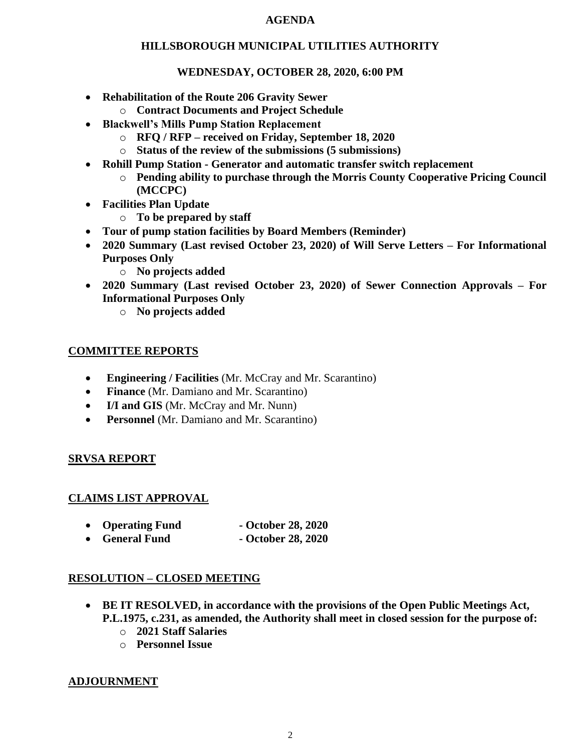**AGENDA**

**HILLSBOROUGH MUNICIPAL UTILITIES AUTHORITY**

**WEDNESDAY, OCTOBER 28, 2020, 6:00 PM**

- **Rehabilitation of the Route 206 Gravity Sewer**
  - **Contract Documents and Project Schedule**
- **Blackwell's Mills Pump Station Replacement**
  - **RFQ / RFP – received on Friday, September 18, 2020**
  - **Status of the review of the submissions (5 submissions)**
- **Rohill Pump Station - Generator and automatic transfer switch replacement**
  - **Pending ability to purchase through the Morris County Cooperative Pricing Council (MCCPC)**
- **Facilities Plan Update**
  - **To be prepared by staff**
- **Tour of pump station facilities by Board Members (Reminder)**
- **2020 Summary (Last revised October 23, 2020) of Will Serve Letters – For Informational Purposes Only**
  - **No projects added**
- **2020 Summary (Last revised October 23, 2020) of Sewer Connection Approvals – For Informational Purposes Only**
  - **No projects added**

## COMMITTEE REPORTS

- **Engineering / Facilities** (Mr. McCray and Mr. Scarantino)
- **Finance** (Mr. Damiano and Mr. Scarantino)
- **I/I and GIS** (Mr. McCray and Mr. Nunn)
- **Personnel** (Mr. Damiano and Mr. Scarantino)

## SRVSA REPORT

## CLAIMS LIST APPROVAL

- **Operating Fund - October 28, 2020**
- **General Fund - October 28, 2020**

## RESOLUTION – CLOSED MEETING

- **BE IT RESOLVED, in accordance with the provisions of the Open Public Meetings Act, P.L.1975, c.231, as amended, the Authority shall meet in closed session for the purpose of:**
  - **2021 Staff Salaries**
  - **Personnel Issue**

## ADJOURNMENT